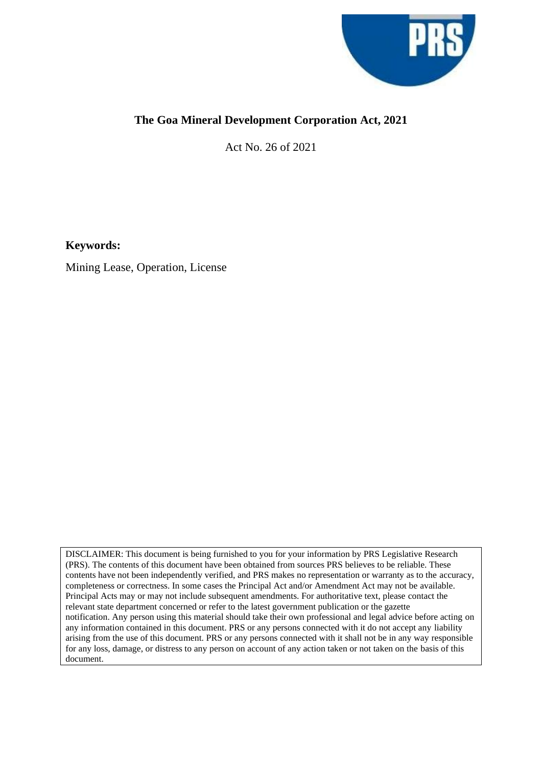# The Goa Mineral Development Corporation Act, 2021

Act No. 26 of 2021

**Keywords:**

Mining Lease, Operation, License

DISCLAIMER: This document is being furnished to you for your information by PRS Legislative Research (PRS). The contents of this document have been obtained from sources PRS believes to be reliable. These contents have not been independently verified, and PRS makes no representation or warranty as to the accuracy, completeness or correctness. In some cases the Principal Act and/or Amendment Act may not be available. Principal Acts may or may not include subsequent amendments. For authoritative text, please contact the relevant state department concerned or refer to the latest government publication or the gazette notification. Any person using this material should take their own professional and legal advice before acting on any information contained in this document. PRS or any persons connected with it do not accept any liability arising from the use of this document. PRS or any persons connected with it shall not be in any way responsible for any loss, damage, or distress to any person on account of any action taken or not taken on the basis of this document.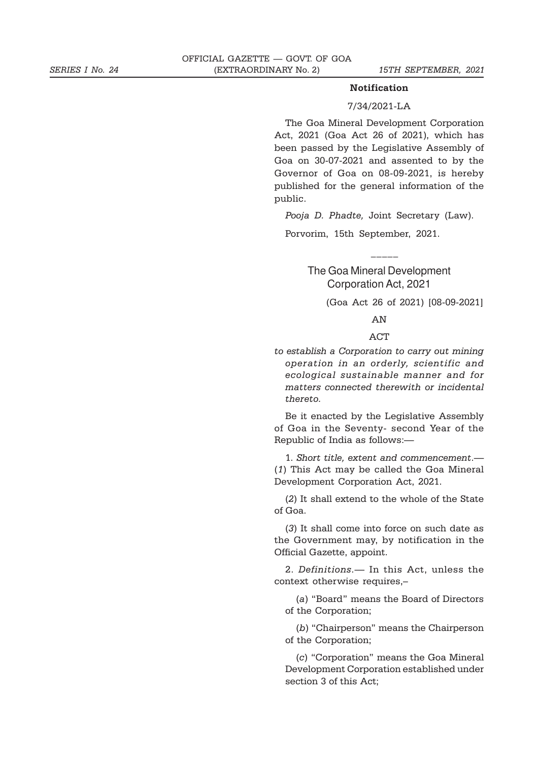## Notification

7/34/2021-LA

The Goa Mineral Development Corporation Act, 2021 (Goa Act 26 of 2021), which has been passed by the Legislative Assembly of Goa on 30-07-2021 and assented to by the Governor of Goa on 08-09-2021, is hereby published for the general information of the public.

*Pooja D. Phadte,* Joint Secretary (Law).

Porvorim, 15th September, 2021.

\_\_\_\_\_

# The Goa Mineral Development Corporation Act, 2021

(Goa Act 26 of 2021) [08-09-2021]

AN

ACT

*to establish a Corporation to carry out mining operation in an orderly, scientific and ecological sustainable manner and for matters connected therewith or incidental thereto.*

Be it enacted by the Legislative Assembly of Goa in the Seventy- second Year of the Republic of India as follows:—

1. *Short title, extent and commencement*.— (*1*) This Act may be called the Goa Mineral Development Corporation Act, 2021.

(*2*) It shall extend to the whole of the State of Goa.

(*3*) It shall come into force on such date as the Government may, by notification in the Official Gazette, appoint.

2. *Definitions*.— In this Act, unless the context otherwise requires,–

(*a*) "Board" means the Board of Directors of the Corporation;

(*b*) "Chairperson" means the Chairperson of the Corporation;

(*c*) "Corporation" means the Goa Mineral Development Corporation established under section 3 of this Act;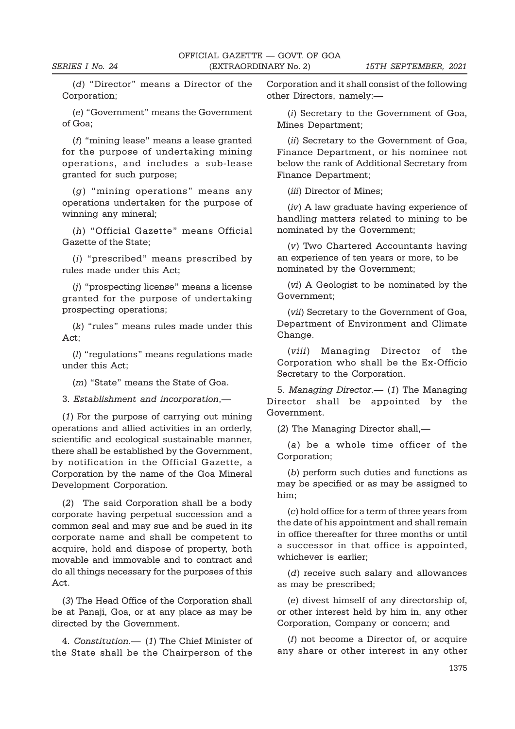(*d*) "Director" means a Director of the Corporation;

(*e*) "Government" means the Government of Goa;

(*f*) "mining lease" means a lease granted for the purpose of undertaking mining operations, and includes a sub-lease granted for such purpose;

(*g*) "mining operations" means any operations undertaken for the purpose of winning any mineral;

(*h*) "Official Gazette" means Official Gazette of the State;

(*i*) "prescribed" means prescribed by rules made under this Act;

(*j*) "prospecting license" means a license granted for the purpose of undertaking prospecting operations;

(*k*) "rules" means rules made under this Act;

(*l*) "regulations" means regulations made under this Act;

(*m*) "State" means the State of Goa.

3. *Establishment and incorporation*,—

(*1*) For the purpose of carrying out mining operations and allied activities in an orderly, scientific and ecological sustainable manner, there shall be established by the Government, by notification in the Official Gazette, a Corporation by the name of the Goa Mineral Development Corporation.

(*2*) The said Corporation shall be a body corporate having perpetual succession and a common seal and may sue and be sued in its corporate name and shall be competent to acquire, hold and dispose of property, both movable and immovable and to contract and do all things necessary for the purposes of this Act.

(*3*) The Head Office of the Corporation shall be at Panaji, Goa, or at any place as may be directed by the Government.

4. *Constitution*.— (*1*) The Chief Minister of the State shall be the Chairperson of the Corporation and it shall consist of the following other Directors, namely:—

(*i*) Secretary to the Government of Goa, Mines Department;

(*ii*) Secretary to the Government of Goa, Finance Department, or his nominee not below the rank of Additional Secretary from Finance Department;

(*iii*) Director of Mines;

(*iv*) A law graduate having experience of handling matters related to mining to be nominated by the Government;

(*v*) Two Chartered Accountants having an experience of ten years or more, to be nominated by the Government;

(*vi*) A Geologist to be nominated by the Government;

(*vii*) Secretary to the Government of Goa, Department of Environment and Climate Change.

(*viii*) Managing Director of the Corporation who shall be the Ex-Officio Secretary to the Corporation.

5. *Managing Director*.— (*1*) The Managing Director shall be appointed by the Government.

(*2*) The Managing Director shall,—

(*a*) be a whole time officer of the Corporation;

(*b*) perform such duties and functions as may be specified or as may be assigned to him;

(*c*) hold office for a term of three years from the date of his appointment and shall remain in office thereafter for three months or until a successor in that office is appointed, whichever is earlier;

(*d*) receive such salary and allowances as may be prescribed;

(*e*) divest himself of any directorship of, or other interest held by him in, any other Corporation, Company or concern; and

(*f*) not become a Director of, or acquire any share or other interest in any other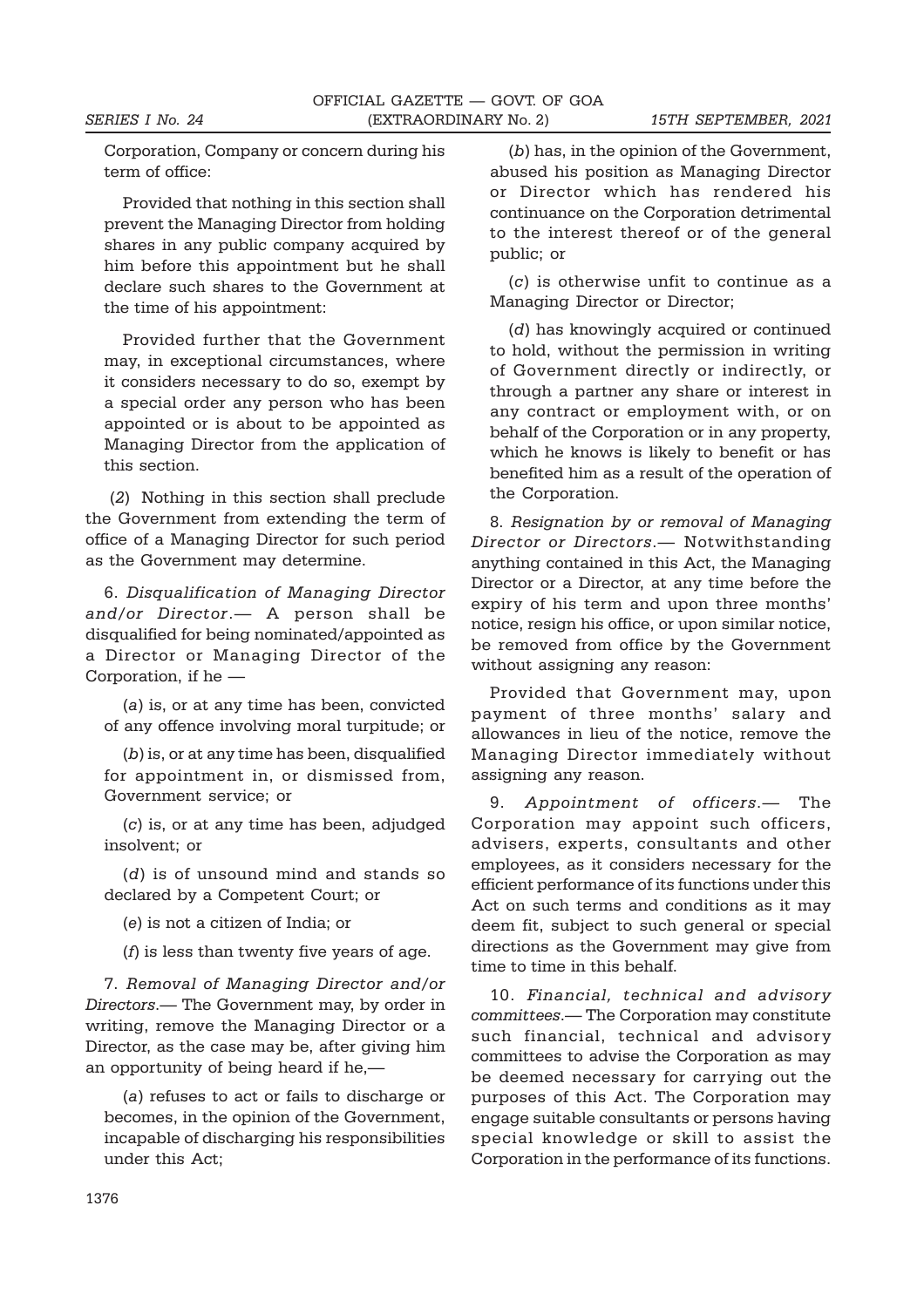Corporation, Company or concern during his term of office:

Provided that nothing in this section shall prevent the Managing Director from holding shares in any public company acquired by him before this appointment but he shall declare such shares to the Government at the time of his appointment:

Provided further that the Government may, in exceptional circumstances, where it considers necessary to do so, exempt by a special order any person who has been appointed or is about to be appointed as Managing Director from the application of this section.

(*2*) Nothing in this section shall preclude the Government from extending the term of office of a Managing Director for such period as the Government may determine.

6. *Disqualification of Managing Director and/or Director*.— A person shall be disqualified for being nominated/appointed as a Director or Managing Director of the Corporation, if he —

(*a*) is, or at any time has been, convicted of any offence involving moral turpitude; or

(*b*) is, or at any time has been, disqualified for appointment in, or dismissed from, Government service; or

(*c*) is, or at any time has been, adjudged insolvent; or

(*d*) is of unsound mind and stands so declared by a Competent Court; or

(*e*) is not a citizen of India; or

(*f*) is less than twenty five years of age.

7. *Removal of Managing Director and/or Directors*.— The Government may, by order in writing, remove the Managing Director or a Director, as the case may be, after giving him an opportunity of being heard if he,—

(*a*) refuses to act or fails to discharge or becomes, in the opinion of the Government, incapable of discharging his responsibilities under this Act;

(*b*) has, in the opinion of the Government, abused his position as Managing Director or Director which has rendered his continuance on the Corporation detrimental to the interest thereof or of the general public; or

(*c*) is otherwise unfit to continue as a Managing Director or Director;

(*d*) has knowingly acquired or continued to hold, without the permission in writing of Government directly or indirectly, or through a partner any share or interest in any contract or employment with, or on behalf of the Corporation or in any property, which he knows is likely to benefit or has benefited him as a result of the operation of the Corporation.

8. *Resignation by or removal of Managing Director or Directors*.— Notwithstanding anything contained in this Act, the Managing Director or a Director, at any time before the expiry of his term and upon three months' notice, resign his office, or upon similar notice, be removed from office by the Government without assigning any reason:

Provided that Government may, upon payment of three months' salary and allowances in lieu of the notice, remove the Managing Director immediately without assigning any reason.

9. *Appointment of officers*.— The Corporation may appoint such officers, advisers, experts, consultants and other employees, as it considers necessary for the efficient performance of its functions under this Act on such terms and conditions as it may deem fit, subject to such general or special directions as the Government may give from time to time in this behalf.

10. *Financial, technical and advisory committees*.— The Corporation may constitute such financial, technical and advisory committees to advise the Corporation as may be deemed necessary for carrying out the purposes of this Act. The Corporation may engage suitable consultants or persons having special knowledge or skill to assist the Corporation in the performance of its functions.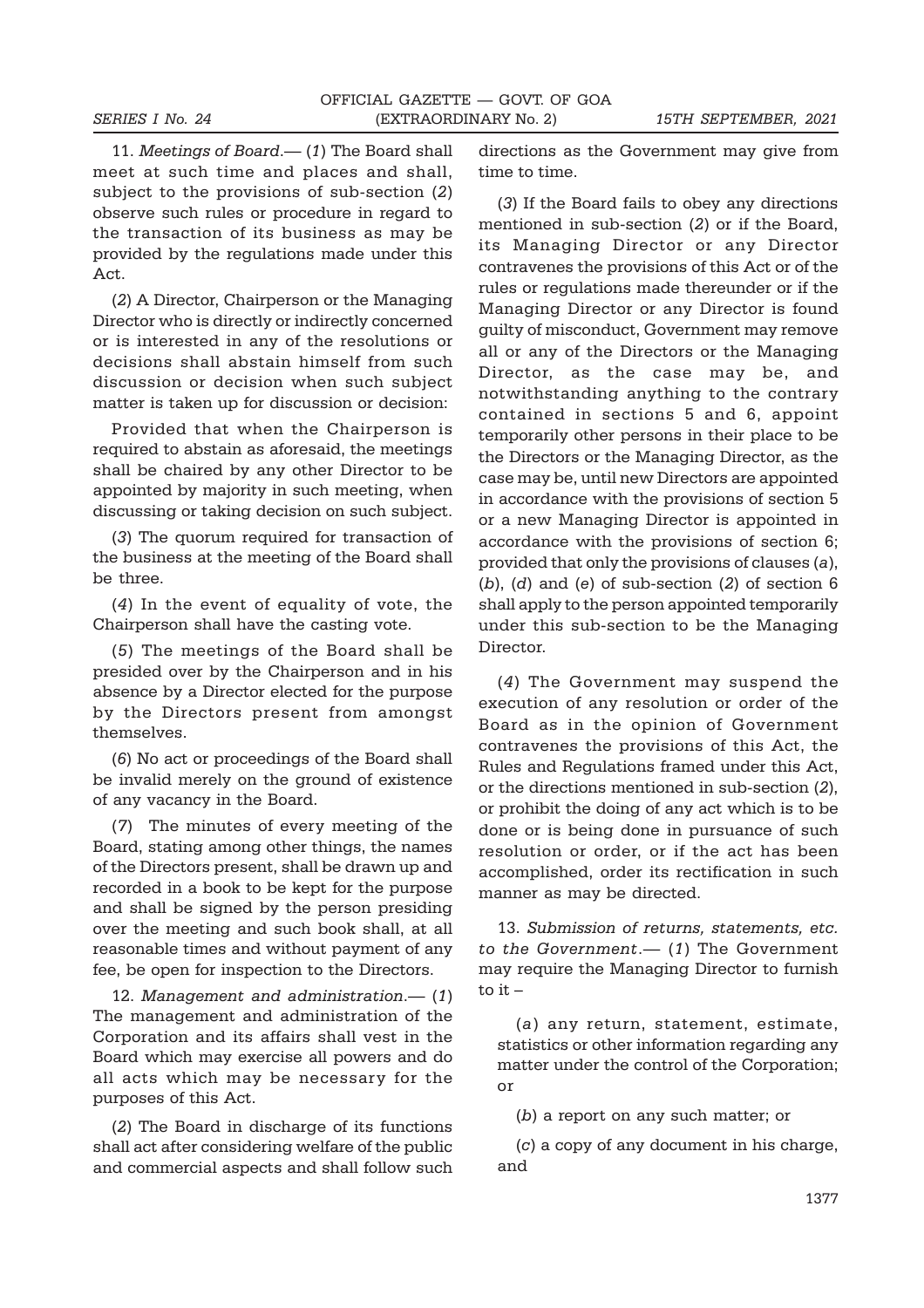11. *Meetings of Board*.— (*1*) The Board shall meet at such time and places and shall, subject to the provisions of sub-section (*2*) observe such rules or procedure in regard to the transaction of its business as may be provided by the regulations made under this Act.

(*2*) A Director, Chairperson or the Managing Director who is directly or indirectly concerned or is interested in any of the resolutions or decisions shall abstain himself from such discussion or decision when such subject matter is taken up for discussion or decision:

Provided that when the Chairperson is required to abstain as aforesaid, the meetings shall be chaired by any other Director to be appointed by majority in such meeting, when discussing or taking decision on such subject.

(*3*) The quorum required for transaction of the business at the meeting of the Board shall be three.

(*4*) In the event of equality of vote, the Chairperson shall have the casting vote.

(*5*) The meetings of the Board shall be presided over by the Chairperson and in his absence by a Director elected for the purpose by the Directors present from amongst themselves.

(*6*) No act or proceedings of the Board shall be invalid merely on the ground of existence of any vacancy in the Board.

(*7*) The minutes of every meeting of the Board, stating among other things, the names of the Directors present, shall be drawn up and recorded in a book to be kept for the purpose and shall be signed by the person presiding over the meeting and such book shall, at all reasonable times and without payment of any fee, be open for inspection to the Directors.

12. *Management and administration*.— (*1*) The management and administration of the Corporation and its affairs shall vest in the Board which may exercise all powers and do all acts which may be necessary for the purposes of this Act.

(*2*) The Board in discharge of its functions shall act after considering welfare of the public and commercial aspects and shall follow such directions as the Government may give from time to time.

(*3*) If the Board fails to obey any directions mentioned in sub-section (*2*) or if the Board, its Managing Director or any Director contravenes the provisions of this Act or of the rules or regulations made thereunder or if the Managing Director or any Director is found guilty of misconduct, Government may remove all or any of the Directors or the Managing Director, as the case may be, and notwithstanding anything to the contrary contained in sections 5 and 6, appoint temporarily other persons in their place to be the Directors or the Managing Director, as the case may be, until new Directors are appointed in accordance with the provisions of section 5 or a new Managing Director is appointed in accordance with the provisions of section 6; provided that only the provisions of clauses (*a*), (*b*), (*d*) and (*e*) of sub-section (*2*) of section 6 shall apply to the person appointed temporarily under this sub-section to be the Managing Director.

(*4*) The Government may suspend the execution of any resolution or order of the Board as in the opinion of Government contravenes the provisions of this Act, the Rules and Regulations framed under this Act, or the directions mentioned in sub-section (*2*), or prohibit the doing of any act which is to be done or is being done in pursuance of such resolution or order, or if the act has been accomplished, order its rectification in such manner as may be directed.

13. *Submission of returns, statements, etc. to the Government*.— (*1*) The Government may require the Managing Director to furnish to it –

(*a*) any return, statement, estimate, statistics or other information regarding any matter under the control of the Corporation; or

(*b*) a report on any such matter; or

(*c*) a copy of any document in his charge, and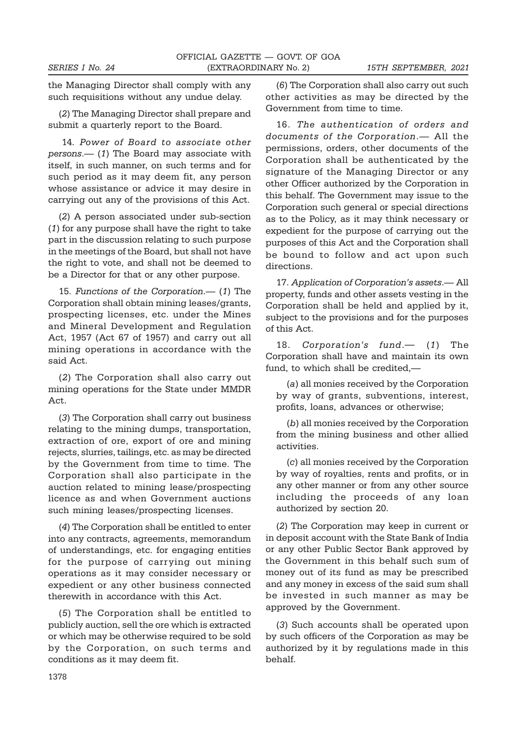the Managing Director shall comply with any such requisitions without any undue delay.

(*2*) The Managing Director shall prepare and submit a quarterly report to the Board.

14. *Power of Board to associate other persons*.— (*1*) The Board may associate with itself, in such manner, on such terms and for such period as it may deem fit, any person whose assistance or advice it may desire in carrying out any of the provisions of this Act.

(*2*) A person associated under sub-section (*1*) for any purpose shall have the right to take part in the discussion relating to such purpose in the meetings of the Board, but shall not have the right to vote, and shall not be deemed to be a Director for that or any other purpose.

15. *Functions of the Corporation*.— (*1*) The Corporation shall obtain mining leases/grants, prospecting licenses, etc. under the Mines and Mineral Development and Regulation Act, 1957 (Act 67 of 1957) and carry out all mining operations in accordance with the said Act.

(*2*) The Corporation shall also carry out mining operations for the State under MMDR Act.

(*3*) The Corporation shall carry out business relating to the mining dumps, transportation, extraction of ore, export of ore and mining rejects, slurries, tailings, etc. as may be directed by the Government from time to time. The Corporation shall also participate in the auction related to mining lease/prospecting licence as and when Government auctions such mining leases/prospecting licenses.

(*4*) The Corporation shall be entitled to enter into any contracts, agreements, memorandum of understandings, etc. for engaging entities for the purpose of carrying out mining operations as it may consider necessary or expedient or any other business connected therewith in accordance with this Act.

(*5*) The Corporation shall be entitled to publicly auction, sell the ore which is extracted or which may be otherwise required to be sold by the Corporation, on such terms and conditions as it may deem fit.

(*6*) The Corporation shall also carry out such other activities as may be directed by the Government from time to time.

16. *The authentication of orders and documents of the Corporation*.— All the permissions, orders, other documents of the Corporation shall be authenticated by the signature of the Managing Director or any other Officer authorized by the Corporation in this behalf. The Government may issue to the Corporation such general or special directions as to the Policy, as it may think necessary or expedient for the purpose of carrying out the purposes of this Act and the Corporation shall be bound to follow and act upon such directions.

17. *Application of Corporation's assets*.— All property, funds and other assets vesting in the Corporation shall be held and applied by it, subject to the provisions and for the purposes of this Act.

18. *Corporation's fund*.— (*1*) The Corporation shall have and maintain its own fund, to which shall be credited,—

(*a*) all monies received by the Corporation by way of grants, subventions, interest, profits, loans, advances or otherwise;

(*b*) all monies received by the Corporation from the mining business and other allied activities.

(*c*) all monies received by the Corporation by way of royalties, rents and profits, or in any other manner or from any other source including the proceeds of any loan authorized by section 20.

(*2*) The Corporation may keep in current or in deposit account with the State Bank of India or any other Public Sector Bank approved by the Government in this behalf such sum of money out of its fund as may be prescribed and any money in excess of the said sum shall be invested in such manner as may be approved by the Government.

(*3*) Such accounts shall be operated upon by such officers of the Corporation as may be authorized by it by regulations made in this behalf.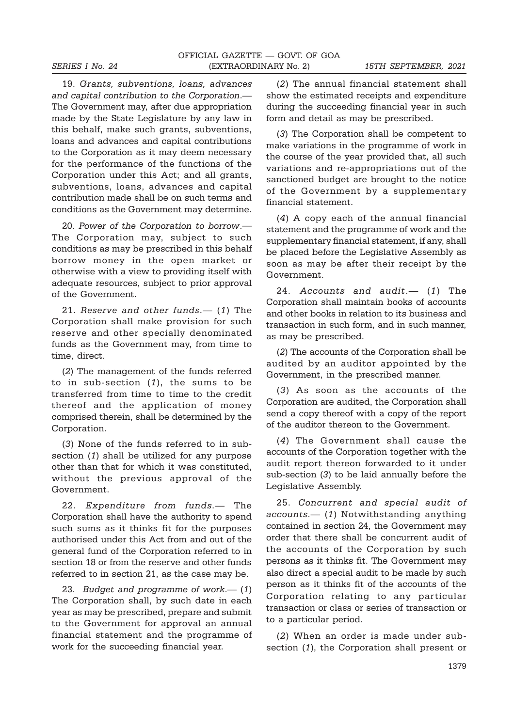19. *Grants, subventions, loans, advances and capital contribution to the Corporation*.— The Government may, after due appropriation made by the State Legislature by any law in this behalf, make such grants, subventions, loans and advances and capital contributions to the Corporation as it may deem necessary for the performance of the functions of the Corporation under this Act; and all grants, subventions, loans, advances and capital contribution made shall be on such terms and conditions as the Government may determine.

20. *Power of the Corporation to borrow*.— The Corporation may, subject to such conditions as may be prescribed in this behalf borrow money in the open market or otherwise with a view to providing itself with adequate resources, subject to prior approval of the Government.

21. *Reserve and other funds*.— (*1*) The Corporation shall make provision for such reserve and other specially denominated funds as the Government may, from time to time, direct.

(*2*) The management of the funds referred to in sub-section (*1*), the sums to be transferred from time to time to the credit thereof and the application of money comprised therein, shall be determined by the Corporation.

(*3*) None of the funds referred to in sub-section (*1*) shall be utilized for any purpose other than that for which it was constituted, without the previous approval of the Government.

22. *Expenditure from funds*.— The Corporation shall have the authority to spend such sums as it thinks fit for the purposes authorised under this Act from and out of the general fund of the Corporation referred to in section 18 or from the reserve and other funds referred to in section 21, as the case may be.

23. *Budget and programme of work*.— (*1*) The Corporation shall, by such date in each year as may be prescribed, prepare and submit to the Government for approval an annual financial statement and the programme of work for the succeeding financial year.

(*2*) The annual financial statement shall show the estimated receipts and expenditure during the succeeding financial year in such form and detail as may be prescribed.

(*3*) The Corporation shall be competent to make variations in the programme of work in the course of the year provided that, all such variations and re-appropriations out of the sanctioned budget are brought to the notice of the Government by a supplementary financial statement.

(*4*) A copy each of the annual financial statement and the programme of work and the supplementary financial statement, if any, shall be placed before the Legislative Assembly as soon as may be after their receipt by the Government.

24. *Accounts and audit*.— (*1*) The Corporation shall maintain books of accounts and other books in relation to its business and transaction in such form, and in such manner, as may be prescribed.

(*2*) The accounts of the Corporation shall be audited by an auditor appointed by the Government, in the prescribed manner.

(*3*) As soon as the accounts of the Corporation are audited, the Corporation shall send a copy thereof with a copy of the report of the auditor thereon to the Government.

(*4*) The Government shall cause the accounts of the Corporation together with the audit report thereon forwarded to it under sub-section (*3*) to be laid annually before the Legislative Assembly.

25. *Concurrent and special audit of accounts*.— (*1*) Notwithstanding anything contained in section 24, the Government may order that there shall be concurrent audit of the accounts of the Corporation by such persons as it thinks fit. The Government may also direct a special audit to be made by such person as it thinks fit of the accounts of the Corporation relating to any particular transaction or class or series of transaction or to a particular period.

(*2*) When an order is made under sub-section (*1*), the Corporation shall present or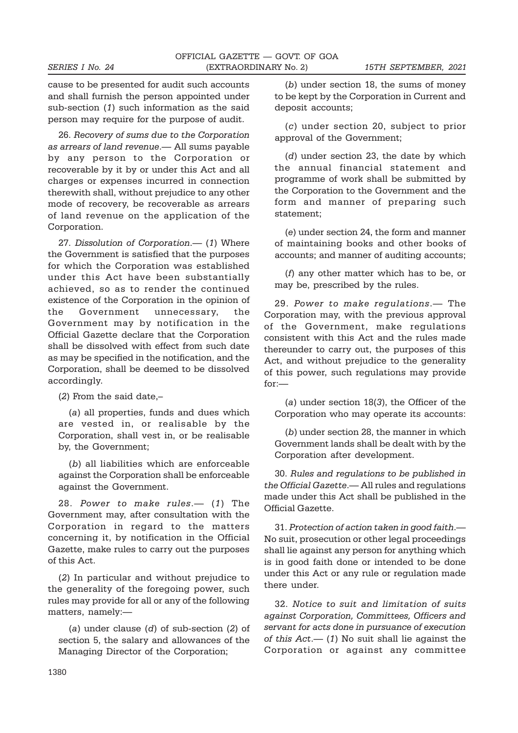cause to be presented for audit such accounts and shall furnish the person appointed under sub-section (*1*) such information as the said person may require for the purpose of audit.

26. *Recovery of sums due to the Corporation as arrears of land revenue*.— All sums payable by any person to the Corporation or recoverable by it by or under this Act and all charges or expenses incurred in connection therewith shall, without prejudice to any other mode of recovery, be recoverable as arrears of land revenue on the application of the Corporation.

27. *Dissolution of Corporation*.— (*1*) Where the Government is satisfied that the purposes for which the Corporation was established under this Act have been substantially achieved, so as to render the continued existence of the Corporation in the opinion of the Government unnecessary, the Government may by notification in the Official Gazette declare that the Corporation shall be dissolved with effect from such date as may be specified in the notification, and the Corporation, shall be deemed to be dissolved accordingly.

(*2*) From the said date,–

(*a*) all properties, funds and dues which are vested in, or realisable by the Corporation, shall vest in, or be realisable by, the Government;

(*b*) all liabilities which are enforceable against the Corporation shall be enforceable against the Government.

28. *Power to make rules*.— (*1*) The Government may, after consultation with the Corporation in regard to the matters concerning it, by notification in the Official Gazette, make rules to carry out the purposes of this Act.

(*2*) In particular and without prejudice to the generality of the foregoing power, such rules may provide for all or any of the following matters, namely:—

(*a*) under clause (*d*) of sub-section (*2*) of section 5, the salary and allowances of the Managing Director of the Corporation;

(*b*) under section 18, the sums of money to be kept by the Corporation in Current and deposit accounts;

(*c*) under section 20, subject to prior approval of the Government;

(*d*) under section 23, the date by which the annual financial statement and programme of work shall be submitted by the Corporation to the Government and the form and manner of preparing such statement;

(*e*) under section 24, the form and manner of maintaining books and other books of accounts; and manner of auditing accounts;

(*f*) any other matter which has to be, or may be, prescribed by the rules.

29. *Power to make regulations*.— The Corporation may, with the previous approval of the Government, make regulations consistent with this Act and the rules made thereunder to carry out, the purposes of this Act, and without prejudice to the generality of this power, such regulations may provide for:—

(*a*) under section 18(*3*), the Officer of the Corporation who may operate its accounts:

(*b*) under section 28, the manner in which Government lands shall be dealt with by the Corporation after development.

30. *Rules and regulations to be published in the Official Gazette*.— All rules and regulations made under this Act shall be published in the Official Gazette.

31. *Protection of action taken in good faith*.— No suit, prosecution or other legal proceedings shall lie against any person for anything which is in good faith done or intended to be done under this Act or any rule or regulation made there under.

32. *Notice to suit and limitation of suits against Corporation, Committees, Officers and servant for acts done in pursuance of execution of this Act*.— (*1*) No suit shall lie against the Corporation or against any committee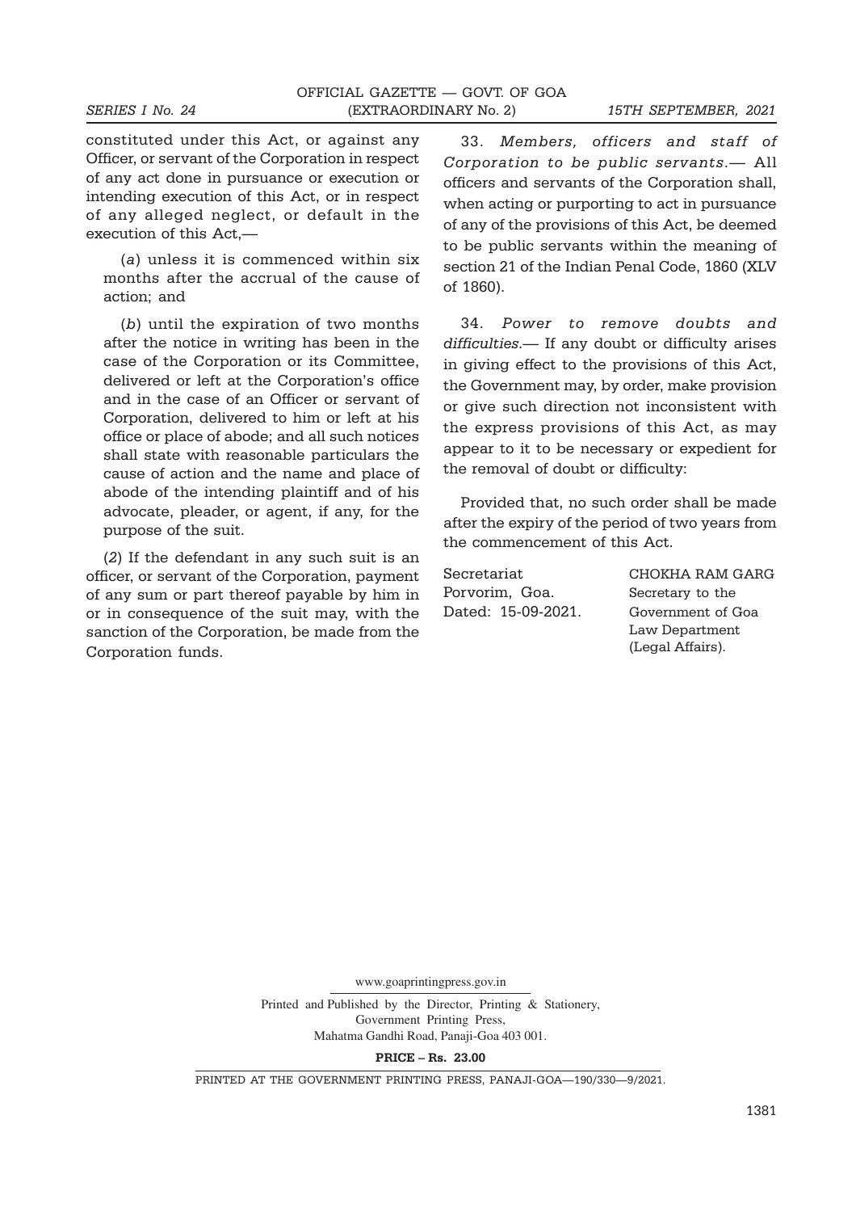constituted under this Act, or against any Officer, or servant of the Corporation in respect of any act done in pursuance or execution or intending execution of this Act, or in respect of any alleged neglect, or default in the execution of this Act,—

(*a*) unless it is commenced within six months after the accrual of the cause of action; and

(*b*) until the expiration of two months after the notice in writing has been in the case of the Corporation or its Committee, delivered or left at the Corporation's office and in the case of an Officer or servant of Corporation, delivered to him or left at his office or place of abode; and all such notices shall state with reasonable particulars the cause of action and the name and place of abode of the intending plaintiff and of his advocate, pleader, or agent, if any, for the purpose of the suit.

(*2*) If the defendant in any such suit is an officer, or servant of the Corporation, payment of any sum or part thereof payable by him in or in consequence of the suit may, with the sanction of the Corporation, be made from the Corporation funds.

33. *Members, officers and staff of Corporation to be public servants*.— All officers and servants of the Corporation shall, when acting or purporting to act in pursuance of any of the provisions of this Act, be deemed to be public servants within the meaning of section 21 of the Indian Penal Code, 1860 (XLV of 1860).

34. *Power to remove doubts and difficulties*.— If any doubt or difficulty arises in giving effect to the provisions of this Act, the Government may, by order, make provision or give such direction not inconsistent with the express provisions of this Act, as may appear to it to be necessary or expedient for the removal of doubt or difficulty:

Provided that, no such order shall be made after the expiry of the period of two years from the commencement of this Act.

Secretariat
Porvorim, Goa.
Dated: 15-09-2021.

CHOKHA RAM GARG
Secretary to the
Government of Goa
Law Department
(Legal Affairs).

www.goaprintingpress.gov.in

Printed and Published by the Director, Printing & Stationery,
Government Printing Press,
Mahatma Gandhi Road, Panaji-Goa 403 001.

**PRICE – Rs. 23.00**

PRINTED AT THE GOVERNMENT PRINTING PRESS, PANAJI-GOA—190/330—9/2021.